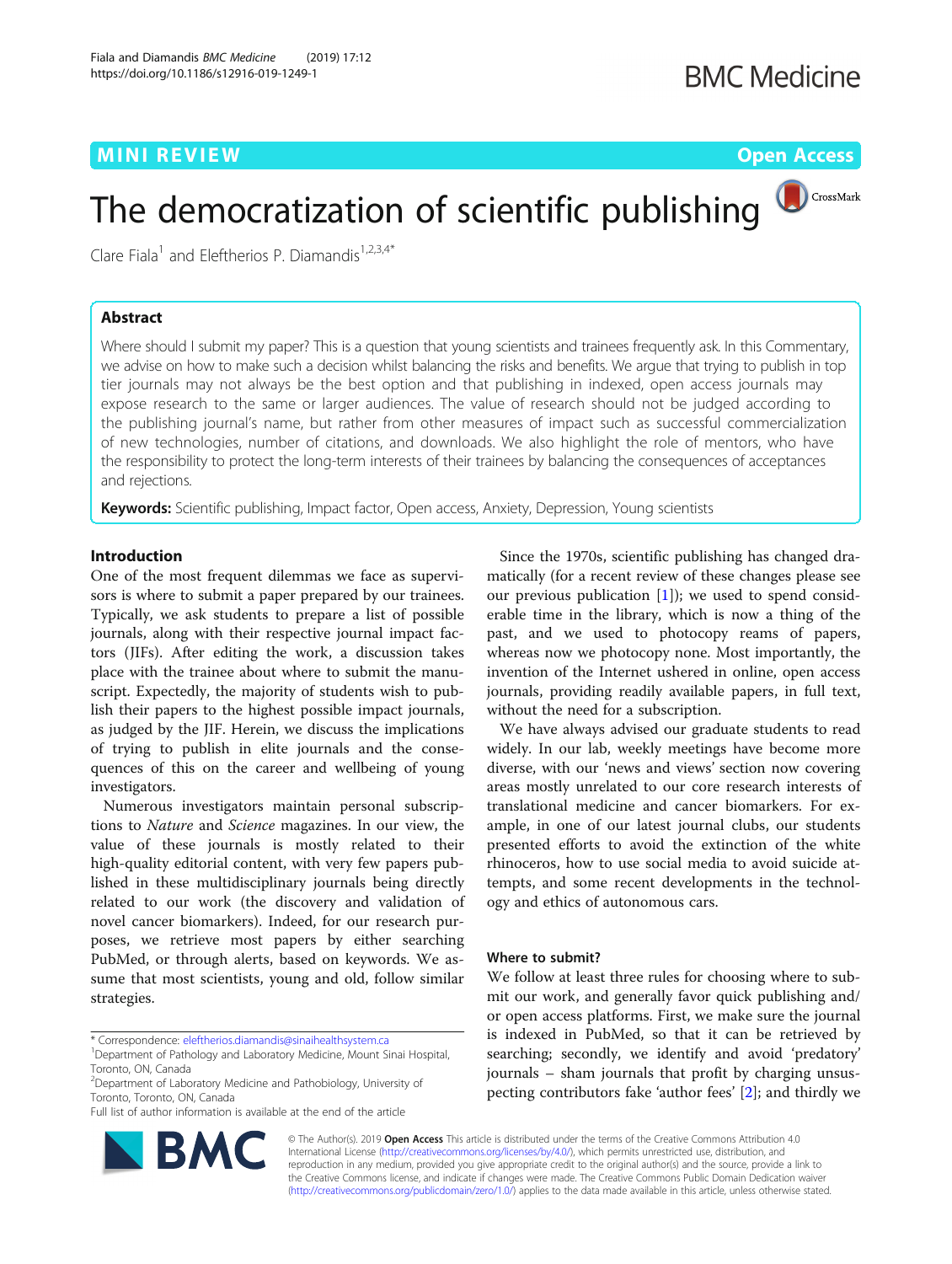MINI REVIEW

Open Access

# The democratization of scientific publishing

Clare Fiala[1] and Eleftherios P. Diamandis[1,2,3,4*]

## Abstract

Where should I submit my paper? This is a question that young scientists and trainees frequently ask. In this Commentary, we advise on how to make such a decision whilst balancing the risks and benefits. We argue that trying to publish in top tier journals may not always be the best option and that publishing in indexed, open access journals may expose research to the same or larger audiences. The value of research should not be judged according to the publishing journal's name, but rather from other measures of impact such as successful commercialization of new technologies, number of citations, and downloads. We also highlight the role of mentors, who have the responsibility to protect the long-term interests of their trainees by balancing the consequences of acceptances and rejections.

**Keywords:** Scientific publishing, Impact factor, Open access, Anxiety, Depression, Young scientists

## Introduction

One of the most frequent dilemmas we face as supervisors is where to submit a paper prepared by our trainees. Typically, we ask students to prepare a list of possible journals, along with their respective journal impact factors (JIFs). After editing the work, a discussion takes place with the trainee about where to submit the manuscript. Expectedly, the majority of students wish to publish their papers to the highest possible impact journals, as judged by the JIF. Herein, we discuss the implications of trying to publish in elite journals and the consequences of this on the career and wellbeing of young investigators.

Numerous investigators maintain personal subscriptions to *Nature* and *Science* magazines. In our view, the value of these journals is mostly related to their high-quality editorial content, with very few papers published in these multidisciplinary journals being directly related to our work (the discovery and validation of novel cancer biomarkers). Indeed, for our research purposes, we retrieve most papers by either searching PubMed, or through alerts, based on keywords. We assume that most scientists, young and old, follow similar strategies.

Since the 1970s, scientific publishing has changed dramatically (for a recent review of these changes please see our previous publication [1]); we used to spend considerable time in the library, which is now a thing of the past, and we used to photocopy reams of papers, whereas now we photocopy none. Most importantly, the invention of the Internet ushered in online, open access journals, providing readily available papers, in full text, without the need for a subscription.

We have always advised our graduate students to read widely. In our lab, weekly meetings have become more diverse, with our 'news and views' section now covering areas mostly unrelated to our core research interests of translational medicine and cancer biomarkers. For example, in one of our latest journal clubs, our students presented efforts to avoid the extinction of the white rhinoceros, how to use social media to avoid suicide attempts, and some recent developments in the technology and ethics of autonomous cars.

## Where to submit?

We follow at least three rules for choosing where to submit our work, and generally favor quick publishing and/or open access platforms. First, we make sure the journal is indexed in PubMed, so that it can be retrieved by searching; secondly, we identify and avoid 'predatory' journals – sham journals that profit by charging unsuspecting contributors fake 'author fees' [2]; and thirdly we

\* Correspondence: eleftherios.diamandis@sinaihealthsystem.ca
[1]Department of Pathology and Laboratory Medicine, Mount Sinai Hospital, Toronto, ON, Canada
[2]Department of Laboratory Medicine and Pathobiology, University of Toronto, Toronto, ON, Canada
Full list of author information is available at the end of the article

© The Author(s). 2019 **Open Access** This article is distributed under the terms of the Creative Commons Attribution 4.0 International License (http://creativecommons.org/licenses/by/4.0/), which permits unrestricted use, distribution, and reproduction in any medium, provided you give appropriate credit to the original author(s) and the source, provide a link to the Creative Commons license, and indicate if changes were made. The Creative Commons Public Domain Dedication waiver (http://creativecommons.org/publicdomain/zero/1.0/) applies to the data made available in this article, unless otherwise stated.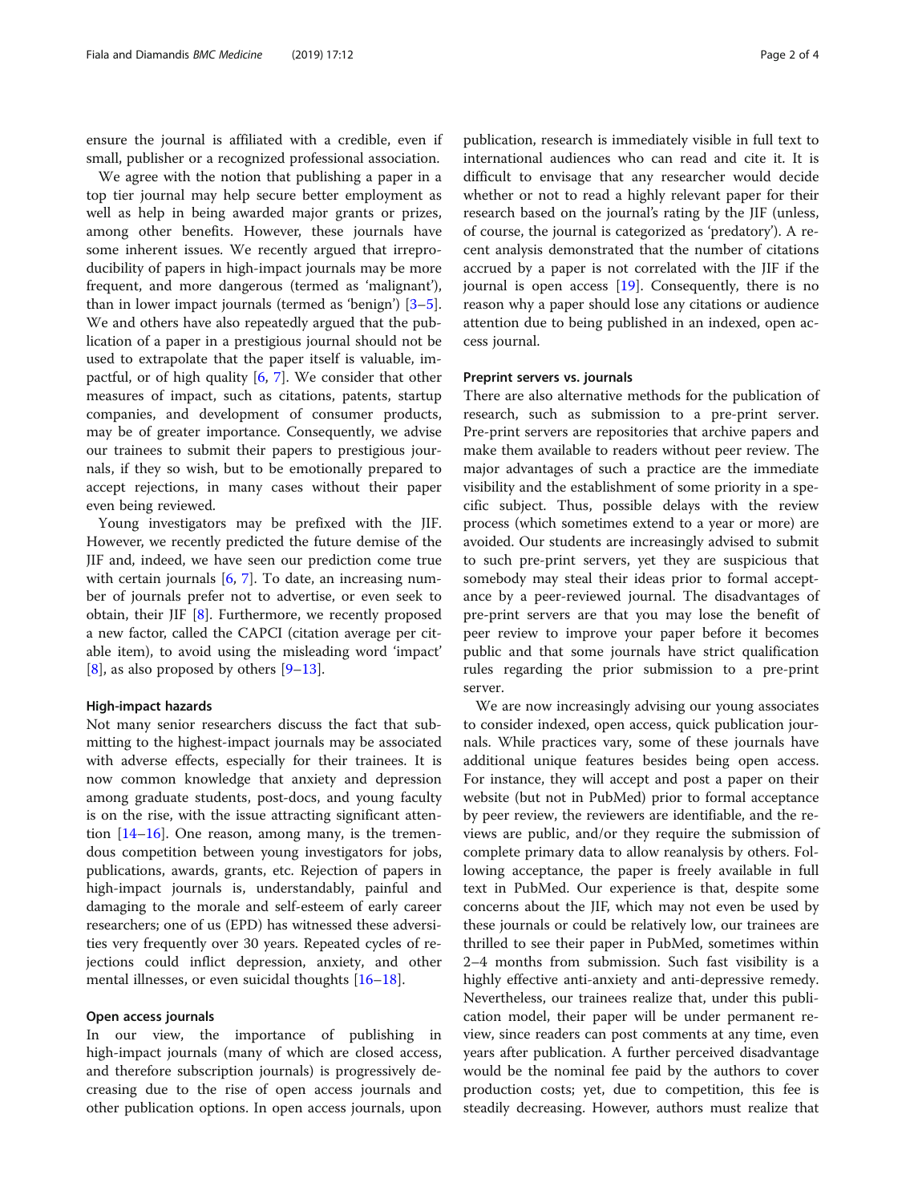ensure the journal is affiliated with a credible, even if small, publisher or a recognized professional association.

We agree with the notion that publishing a paper in a top tier journal may help secure better employment as well as help in being awarded major grants or prizes, among other benefits. However, these journals have some inherent issues. We recently argued that irreproducibility of papers in high-impact journals may be more frequent, and more dangerous (termed as 'malignant'), than in lower impact journals (termed as 'benign') [3–5]. We and others have also repeatedly argued that the publication of a paper in a prestigious journal should not be used to extrapolate that the paper itself is valuable, impactful, or of high quality [6, 7]. We consider that other measures of impact, such as citations, patents, startup companies, and development of consumer products, may be of greater importance. Consequently, we advise our trainees to submit their papers to prestigious journals, if they so wish, but to be emotionally prepared to accept rejections, in many cases without their paper even being reviewed.

Young investigators may be prefixed with the JIF. However, we recently predicted the future demise of the JIF and, indeed, we have seen our prediction come true with certain journals [6, 7]. To date, an increasing number of journals prefer not to advertise, or even seek to obtain, their JIF [8]. Furthermore, we recently proposed a new factor, called the CAPCI (citation average per citable item), to avoid using the misleading word 'impact' [8], as also proposed by others [9–13].

#### High-impact hazards

Not many senior researchers discuss the fact that submitting to the highest-impact journals may be associated with adverse effects, especially for their trainees. It is now common knowledge that anxiety and depression among graduate students, post-docs, and young faculty is on the rise, with the issue attracting significant attention [14–16]. One reason, among many, is the tremendous competition between young investigators for jobs, publications, awards, grants, etc. Rejection of papers in high-impact journals is, understandably, painful and damaging to the morale and self-esteem of early career researchers; one of us (EPD) has witnessed these adversities very frequently over 30 years. Repeated cycles of rejections could inflict depression, anxiety, and other mental illnesses, or even suicidal thoughts [16–18].

#### Open access journals

In our view, the importance of publishing in high-impact journals (many of which are closed access, and therefore subscription journals) is progressively decreasing due to the rise of open access journals and other publication options. In open access journals, upon publication, research is immediately visible in full text to international audiences who can read and cite it. It is difficult to envisage that any researcher would decide whether or not to read a highly relevant paper for their research based on the journal's rating by the JIF (unless, of course, the journal is categorized as 'predatory'). A recent analysis demonstrated that the number of citations accrued by a paper is not correlated with the JIF if the journal is open access [19]. Consequently, there is no reason why a paper should lose any citations or audience attention due to being published in an indexed, open access journal.

#### Preprint servers vs. journals

There are also alternative methods for the publication of research, such as submission to a pre-print server. Pre-print servers are repositories that archive papers and make them available to readers without peer review. The major advantages of such a practice are the immediate visibility and the establishment of some priority in a specific subject. Thus, possible delays with the review process (which sometimes extend to a year or more) are avoided. Our students are increasingly advised to submit to such pre-print servers, yet they are suspicious that somebody may steal their ideas prior to formal acceptance by a peer-reviewed journal. The disadvantages of pre-print servers are that you may lose the benefit of peer review to improve your paper before it becomes public and that some journals have strict qualification rules regarding the prior submission to a pre-print server.

We are now increasingly advising our young associates to consider indexed, open access, quick publication journals. While practices vary, some of these journals have additional unique features besides being open access. For instance, they will accept and post a paper on their website (but not in PubMed) prior to formal acceptance by peer review, the reviewers are identifiable, and the reviews are public, and/or they require the submission of complete primary data to allow reanalysis by others. Following acceptance, the paper is freely available in full text in PubMed. Our experience is that, despite some concerns about the JIF, which may not even be used by these journals or could be relatively low, our trainees are thrilled to see their paper in PubMed, sometimes within 2–4 months from submission. Such fast visibility is a highly effective anti-anxiety and anti-depressive remedy. Nevertheless, our trainees realize that, under this publication model, their paper will be under permanent review, since readers can post comments at any time, even years after publication. A further perceived disadvantage would be the nominal fee paid by the authors to cover production costs; yet, due to competition, this fee is steadily decreasing. However, authors must realize that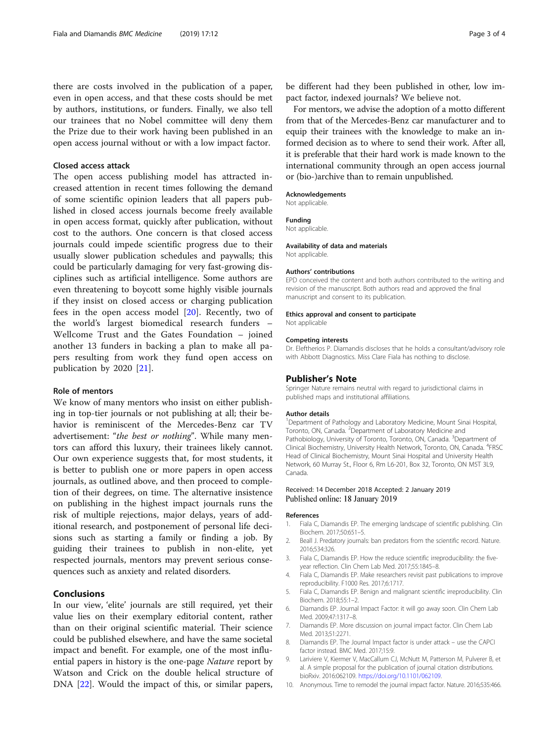there are costs involved in the publication of a paper, even in open access, and that these costs should be met by authors, institutions, or funders. Finally, we also tell our trainees that no Nobel committee will deny them the Prize due to their work having been published in an open access journal without or with a low impact factor.

### Closed access attack

The open access publishing model has attracted increased attention in recent times following the demand of some scientific opinion leaders that all papers published in closed access journals become freely available in open access format, quickly after publication, without cost to the authors. One concern is that closed access journals could impede scientific progress due to their usually slower publication schedules and paywalls; this could be particularly damaging for very fast-growing disciplines such as artificial intelligence. Some authors are even threatening to boycott some highly visible journals if they insist on closed access or charging publication fees in the open access model [20]. Recently, two of the world's largest biomedical research funders – Wellcome Trust and the Gates Foundation – joined another 13 funders in backing a plan to make all papers resulting from work they fund open access on publication by 2020 [21].

### Role of mentors

We know of many mentors who insist on either publishing in top-tier journals or not publishing at all; their behavior is reminiscent of the Mercedes-Benz car TV advertisement: "*the best or nothing*". While many mentors can afford this luxury, their trainees likely cannot. Our own experience suggests that, for most students, it is better to publish one or more papers in open access journals, as outlined above, and then proceed to completion of their degrees, on time. The alternative insistence on publishing in the highest impact journals runs the risk of multiple rejections, major delays, years of additional research, and postponement of personal life decisions such as starting a family or finding a job. By guiding their trainees to publish in non-elite, yet respected journals, mentors may prevent serious consequences such as anxiety and related disorders.

## Conclusions

In our view, 'elite' journals are still required, yet their value lies on their exemplary editorial content, rather than on their original scientific material. Their science could be published elsewhere, and have the same societal impact and benefit. For example, one of the most influential papers in history is the one-page *Nature* report by Watson and Crick on the double helical structure of DNA [22]. Would the impact of this, or similar papers, be different had they been published in other, low impact factor, indexed journals? We believe not.

For mentors, we advise the adoption of a motto different from that of the Mercedes-Benz car manufacturer and to equip their trainees with the knowledge to make an informed decision as to where to send their work. After all, it is preferable that their hard work is made known to the international community through an open access journal or (bio-)archive than to remain unpublished.

#### Acknowledgements
Not applicable.

#### Funding
Not applicable.

#### Availability of data and materials
Not applicable.

#### Authors' contributions
EPD conceived the content and both authors contributed to the writing and revision of the manuscript. Both authors read and approved the final manuscript and consent to its publication.

#### Ethics approval and consent to participate
Not applicable

#### Competing interests
Dr. Eleftherios P. Diamandis discloses that he holds a consultant/advisory role with Abbott Diagnostics. Miss Clare Fiala has nothing to disclose.

## Publisher's Note
Springer Nature remains neutral with regard to jurisdictional claims in published maps and institutional affiliations.

#### Author details
[1]Department of Pathology and Laboratory Medicine, Mount Sinai Hospital, Toronto, ON, Canada. [2]Department of Laboratory Medicine and Pathobiology, University of Toronto, Toronto, ON, Canada. [3]Department of Clinical Biochemistry, University Health Network, Toronto, ON, Canada. [4]FRSC Head of Clinical Biochemistry, Mount Sinai Hospital and University Health Network, 60 Murray St., Floor 6, Rm L6-201, Box 32, Toronto, ON M5T 3L9, Canada.

Received: 14 December 2018 Accepted: 2 January 2019
Published online: 18 January 2019

#### References
1. Fiala C, Diamandis EP. The emerging landscape of scientific publishing. Clin Biochem. 2017;50:651–5.
2. Beall J. Predatory journals: ban predators from the scientific record. Nature. 2016;534:326.
3. Fiala C, Diamandis EP. How the reduce scientific irreproducibility: the five-year reflection. Clin Chem Lab Med. 2017;55:1845–8.
4. Fiala C, Diamandis EP. Make researchers revisit past publications to improve reproducibility. F1000 Res. 2017;6:1717.
5. Fiala C, Diamandis EP. Benign and malignant scientific irreproducibility. Clin Biochem. 2018;55:1–2.
6. Diamandis EP. Journal Impact Factor: it will go away soon. Clin Chem Lab Med. 2009;47:1317–8.
7. Diamandis EP. More discussion on journal impact factor. Clin Chem Lab Med. 2013;51:2271.
8. Diamandis EP. The Journal Impact factor is under attack – use the CAPCI factor instead. BMC Med. 2017;15:9.
9. Lariviere V, Kiermer V, MacCallum CJ, McNutt M, Patterson M, Pulverer B, et al. A simple proposal for the publication of journal citation distributions. bioRxiv. 2016:062109. https://doi.org/10.1101/062109.
10. Anonymous. Time to remodel the journal impact factor. Nature. 2016;535:466.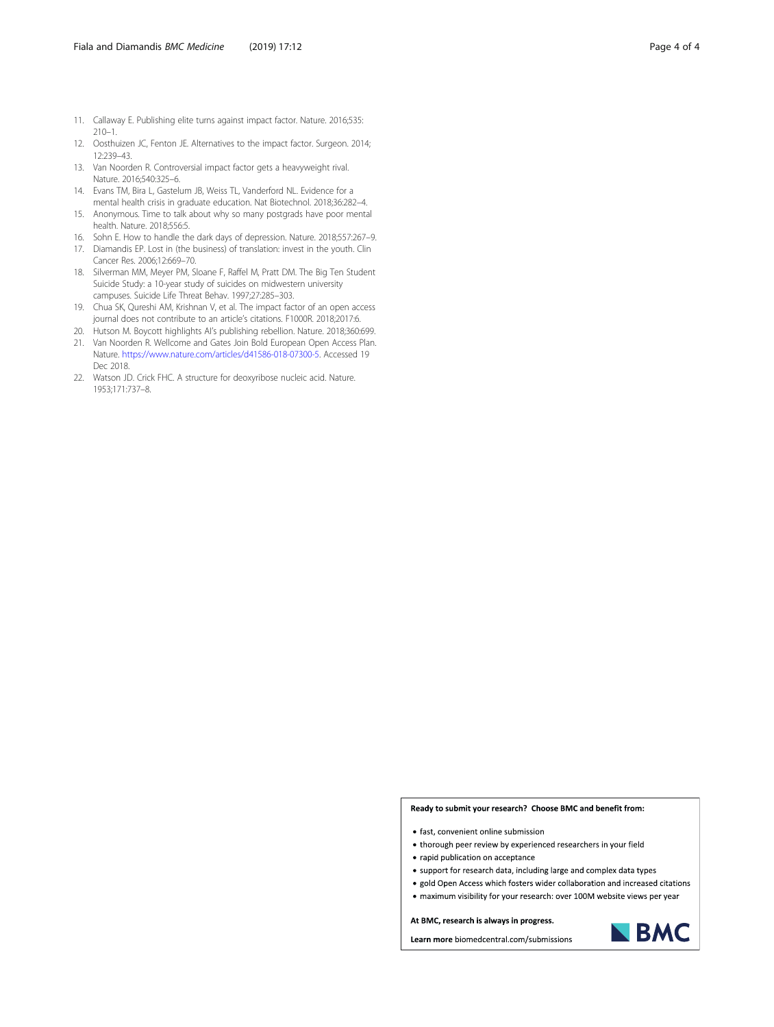11. Callaway E. Publishing elite turns against impact factor. Nature. 2016;535: 210–1.
12. Oosthuizen JC, Fenton JE. Alternatives to the impact factor. Surgeon. 2014; 12:239–43.
13. Van Noorden R. Controversial impact factor gets a heavyweight rival. Nature. 2016;540:325–6.
14. Evans TM, Bira L, Gastelum JB, Weiss TL, Vanderford NL. Evidence for a mental health crisis in graduate education. Nat Biotechnol. 2018;36:282–4.
15. Anonymous. Time to talk about why so many postgrads have poor mental health. Nature. 2018;556:5.
16. Sohn E. How to handle the dark days of depression. Nature. 2018;557:267–9.
17. Diamandis EP. Lost in (the business) of translation: invest in the youth. Clin Cancer Res. 2006;12:669–70.
18. Silverman MM, Meyer PM, Sloane F, Raffel M, Pratt DM. The Big Ten Student Suicide Study: a 10-year study of suicides on midwestern university campuses. Suicide Life Threat Behav. 1997;27:285–303.
19. Chua SK, Qureshi AM, Krishnan V, et al. The impact factor of an open access journal does not contribute to an article's citations. F1000R. 2018;2017:6.
20. Hutson M. Boycott highlights AI's publishing rebellion. Nature. 2018;360:699.
21. Van Noorden R. Wellcome and Gates Join Bold European Open Access Plan. Nature. https://www.nature.com/articles/d41586-018-07300-5. Accessed 19 Dec 2018.
22. Watson JD. Crick FHC. A structure for deoxyribose nucleic acid. Nature. 1953;171:737–8.

**Ready to submit your research? Choose BMC and benefit from:**

- fast, convenient online submission
- thorough peer review by experienced researchers in your field
- rapid publication on acceptance
- support for research data, including large and complex data types
- gold Open Access which fosters wider collaboration and increased citations
- maximum visibility for your research: over 100M website views per year

**At BMC, research is always in progress.**

**Learn more** biomedcentral.com/submissions

BMC